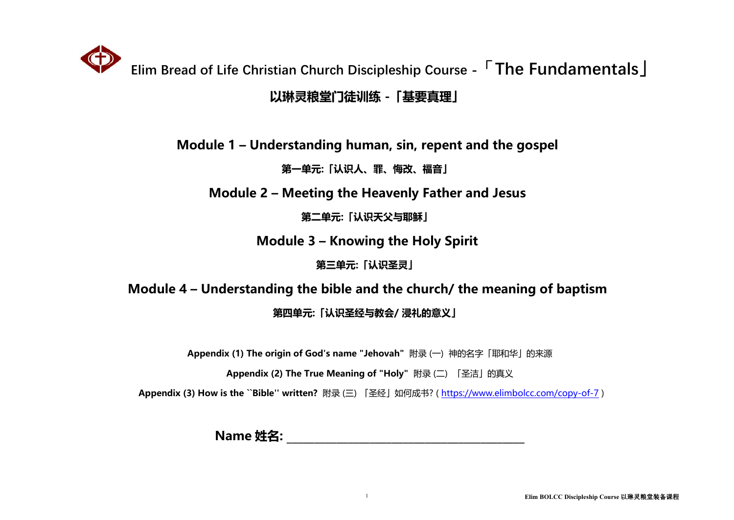# Elim Bread of Life Christian Church Discipleship Course -「The Fundamentals」

## 以琳灵粮堂门徒训练 -「基要真理」

**Module 1 – Understanding human, sin, repent and the gospel**

**第一单元:「认识人、罪、悔改、福音」**

**Module 2 – Meeting the Heavenly Father and Jesus**

**第二单元:「认识天父与耶稣」**

**Module 3 – Knowing the Holy Spirit**

**第三单元:「认识圣灵」**

**Module 4 – Understanding the bible and the church/ the meaning of baptism**

**第四单元:「认识圣经与教会/ 浸礼的意义」**

**Appendix (1) The origin of God's name "Jehovah"** 附录 (一) 神的名字「耶和华」的来源

**Appendix (2) The True Meaning of "Holy"** 附录 (二) 「圣洁」的真义

**Appendix (3) How is the ``Bible'' written?** 附录 (三) 「圣经」如何成书? ( https://www.elimbolcc.com/copy-of-7 )

**Name 姓名:** ________________________________________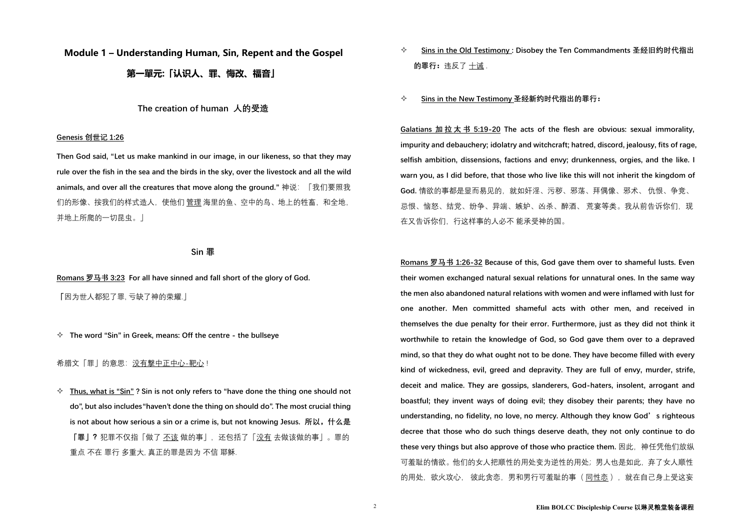# Module 1 – Understanding Human, Sin, Repent and the Gospel

## 第一單元:「认识人、罪、悔改、福音」

### The creation of human 人的受造

<u>Genesis 创世记 1:26</u>

**Then God said, "Let us make mankind in our image, in our likeness, so that they may rule over the fish in the sea and the birds in the sky, over the livestock and all the wild animals, and over all the creatures that move along the ground."** 神说：「我们要照我们的形像、按我们的样式造人，使他们 <u>管理</u> 海里的鱼、空中的鸟、地上的牲畜，和全地，并地上所爬的一切昆虫。」

### Sin 罪

**<u>Romans 罗马书 3:23</u> For all have sinned and fall short of the glory of God.**

「因为世人都犯了罪, 亏缺了神的荣耀.」

✧ **The word "Sin" in Greek, means: Off the centre - the bullseye**

希腊文「罪」的意思：<u>没有擊中正中心-靶心</u>！

✧ **<u>Thus, what is "Sin"</u> ? Sin is not only refers to "have done the thing one should not do", but also includes"haven't done the thing on should do". The most crucial thing is not about how serious a sin or a crime is, but not knowing Jesus. 所以，什么是「罪」?** 犯罪不仅指「做了 <u>不该</u> 做的事」，还包括了「<u>没有</u> 去做该做的事」。罪的重点 不在 罪行 多重大, 真正的罪是因为 不信 耶稣.

✧ **<u>Sins in the Old Testimony</u> : Disobey the Ten Commandments 圣经旧约时代指出的罪行：**违反了 <u>十诫</u> .

✧ **<u>Sins in the New Testimony</u> 圣经新约时代指出的罪行：**

**<u>Galatians 加拉太书 5:19-20</u> The acts of the flesh are obvious: sexual immorality, impurity and debauchery; idolatry and witchcraft; hatred, discord, jealousy, fits of rage, selfish ambition, dissensions, factions and envy; drunkenness, orgies, and the like. I warn you, as I did before, that those who live like this will not inherit the kingdom of God.** 情欲的事都是显而易见的，就如奸淫、污秽、邪荡、拜偶像、邪术、 仇恨、争竞、忌恨、恼怒、结党、纷争、异端、嫉妒、凶杀、醉酒、 荒宴等类。我从前告诉你们，现在又告诉你们，行这样事的人必不 能承受神的国。

**<u>Romans 罗马书 1:26-32</u> Because of this, God gave them over to shameful lusts. Even their women exchanged natural sexual relations for unnatural ones. In the same way the men also abandoned natural relations with women and were inflamed with lust for one another. Men committed shameful acts with other men, and received in themselves the due penalty for their error. Furthermore, just as they did not think it worthwhile to retain the knowledge of God, so God gave them over to a depraved mind, so that they do what ought not to be done. They have become filled with every kind of wickedness, evil, greed and depravity. They are full of envy, murder, strife, deceit and malice. They are gossips, slanderers, God-haters, insolent, arrogant and boastful; they invent ways of doing evil; they disobey their parents; they have no understanding, no fidelity, no love, no mercy. Although they know God' s righteous decree that those who do such things deserve death, they not only continue to do these very things but also approve of those who practice them.** 因此，神任凭他们放纵可羞耻的情欲。他们的女人把顺性的用处变为逆性的用处；男人也是如此，弃了女人顺性的用处，欲火攻心， 彼此贪恋，男和男行可羞耻的事（ <u>同性恋</u> ）， 就在自己身上受这妄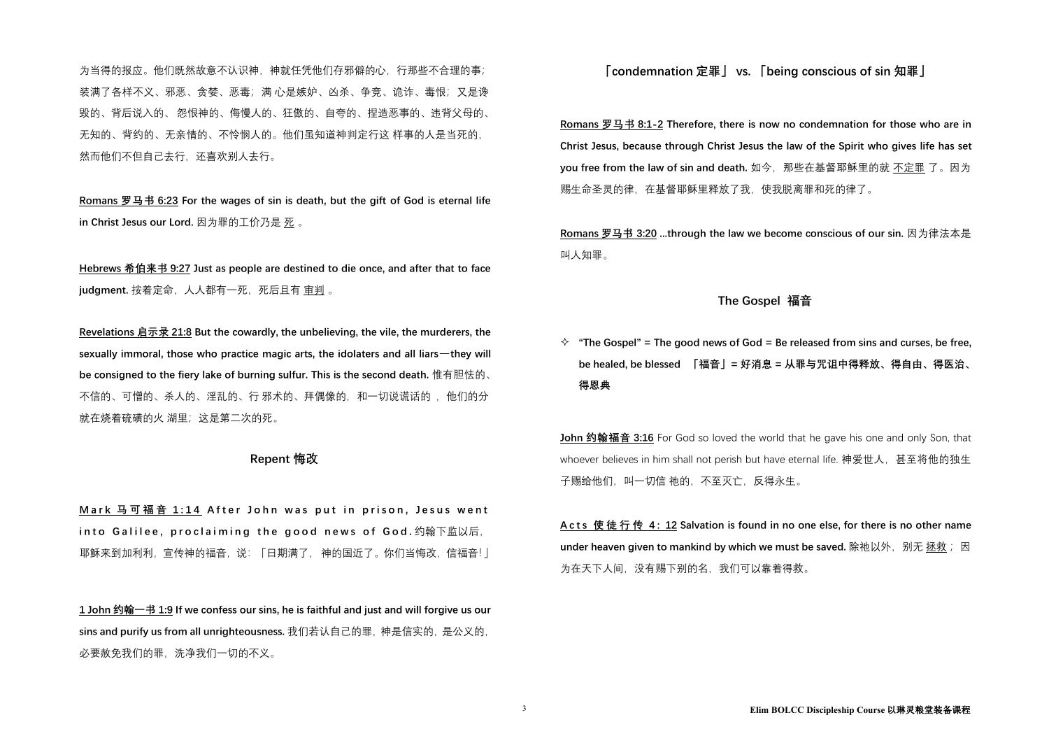为当得的报应。他们既然故意不认识神，神就任凭他们存邪僻的心，行那些不合理的事；装满了各样不义、邪恶、贪婪、恶毒；满 心是嫉妒、凶杀、争竞、诡诈、毒恨；又是谗毁的、背后说人的、 怨恨神的、侮慢人的、狂傲的、自夸的、捏造恶事的、违背父母的、无知的、背约的、无亲情的、不怜悯人的。他们虽知道神判定行这 样事的人是当死的，然而他们不但自己去行，还喜欢别人去行。

**Romans 罗马书 6:23 For the wages of sin is death, but the gift of God is eternal life in Christ Jesus our Lord.** 因为罪的工价乃是 死 。

**Hebrews 希伯来书 9:27 Just as people are destined to die once, and after that to face judgment.** 按着定命，人人都有一死，死后且有 审判 。

**Revelations 启示录 21:8 But the cowardly, the unbelieving, the vile, the murderers, the sexually immoral, those who practice magic arts, the idolaters and all liars—they will be consigned to the fiery lake of burning sulfur. This is the second death.** 惟有胆怯的、不信的、可憎的、杀人的、淫乱的、行 邪术的、拜偶像的，和一切说谎话的 ，他们的分就在烧着硫磺的火 湖里；这是第二次的死。

## Repent 悔改

**Mark 马可福音 1:14 After John was put in prison, Jesus went into Galilee, proclaiming the good news of God.** 约翰下监以后，耶稣来到加利利，宣传神的福音，说：「日期满了， 神的国近了。你们当悔改，信福音!」

**1 John 约翰一书 1:9 If we confess our sins, he is faithful and just and will forgive us our sins and purify us from all unrighteousness.** 我们若认自己的罪，神是信实的，是公义的，必要赦免我们的罪，洗净我们一切的不义。

## 「condemnation 定罪」 vs. 「being conscious of sin 知罪」

**Romans 罗马书 8:1-2 Therefore, there is now no condemnation for those who are in Christ Jesus, because through Christ Jesus the law of the Spirit who gives life has set you free from the law of sin and death.** 如今，那些在基督耶稣里的就 不定罪 了。因为赐生命圣灵的律，在基督耶稣里释放了我，使我脱离罪和死的律了。

**Romans 罗马书 3:20 ...through the law we become conscious of our sin.** 因为律法本是叫人知罪。

## The Gospel 福音

- **"The Gospel" = The good news of God = Be released from sins and curses, be free, be healed, be blessed 「福音」= 好消息 = 从罪与咒诅中得释放、得自由、得医治、得恩典**

**John 约翰福音 3:16** For God so loved the world that he gave his one and only Son, that whoever believes in him shall not perish but have eternal life. 神爱世人，甚至将他的独生子赐给他们，叫一切信 祂的，不至灭亡，反得永生。

**Acts 使徒行传 4: 12 Salvation is found in no one else, for there is no other name under heaven given to mankind by which we must be saved.** 除祂以外，别无 拯救 ；因为在天下人间，没有赐下别的名，我们可以靠着得救。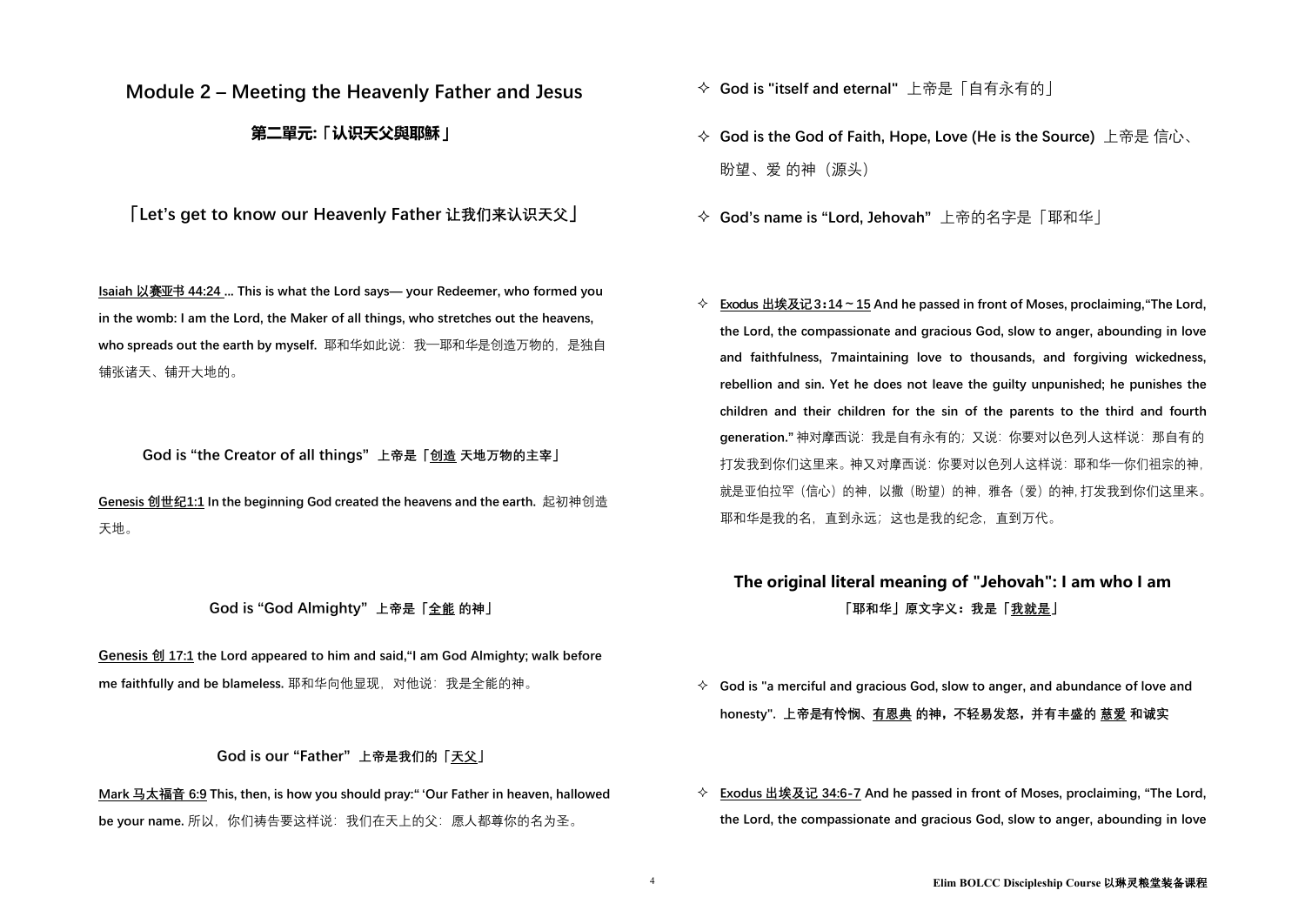# Module 2 – Meeting the Heavenly Father and Jesus

## 第二單元:「认识天父與耶穌」

### 「Let's get to know our Heavenly Father 让我们来认识天父」

**Isaiah 以赛亚书 44:24 … This is what the Lord says— your Redeemer, who formed you in the womb: I am the Lord, the Maker of all things, who stretches out the heavens, who spreads out the earth by myself.** 耶和华如此说：我—耶和华是创造万物的，是独自铺张诸天、铺开大地的。

### God is "the Creator of all things" 上帝是「创造 天地万物的主宰」

**Genesis 创世纪1:1 In the beginning God created the heavens and the earth.** 起初神创造天地。

### God is "God Almighty" 上帝是「全能 的神」

**Genesis 创 17:1 the Lord appeared to him and said,"I am God Almighty; walk before me faithfully and be blameless.** 耶和华向他显现，对他说：我是全能的神。

### God is our "Father" 上帝是我们的「天父」

**Mark 马太福音 6:9 This, then, is how you should pray:" 'Our Father in heaven, hallowed be your name.** 所以，你们祷告要这样说：我们在天上的父：愿人都尊你的名为圣。

- **God is "itself and eternal"** 上帝是「自有永有的」
- **God is the God of Faith, Hope, Love (He is the Source)** 上帝是 信心、盼望、爱 的神（源头）
- **God's name is "Lord, Jehovah"** 上帝的名字是「耶和华」

- **Exodus 出埃及记3：14 ~ 15 And he passed in front of Moses, proclaiming,"The Lord, the Lord, the compassionate and gracious God, slow to anger, abounding in love and faithfulness, 7maintaining love to thousands, and forgiving wickedness, rebellion and sin. Yet he does not leave the guilty unpunished; he punishes the children and their children for the sin of the parents to the third and fourth generation."** 神对摩西说：我是自有永有的；又说：你要对以色列人这样说：那自有的打发我到你们这里来。神又对摩西说：你要对以色列人这样说：耶和华—你们祖宗的神，就是亚伯拉罕（信心）的神，以撒（盼望）的神，雅各（爱）的神，打发我到你们这里来。耶和华是我的名，直到永远；这也是我的纪念，直到万代。

### The original literal meaning of "Jehovah": I am who I am

**「耶和华」原文字义：我是「我就是」**

- **God is "a merciful and gracious God, slow to anger, and abundance of love and honesty". 上帝是有怜悯、有恩典 的神，不轻易发怒，并有丰盛的 慈爱 和诚实**

- **Exodus 出埃及记 34:6-7 And he passed in front of Moses, proclaiming, "The Lord, the Lord, the compassionate and gracious God, slow to anger, abounding in love**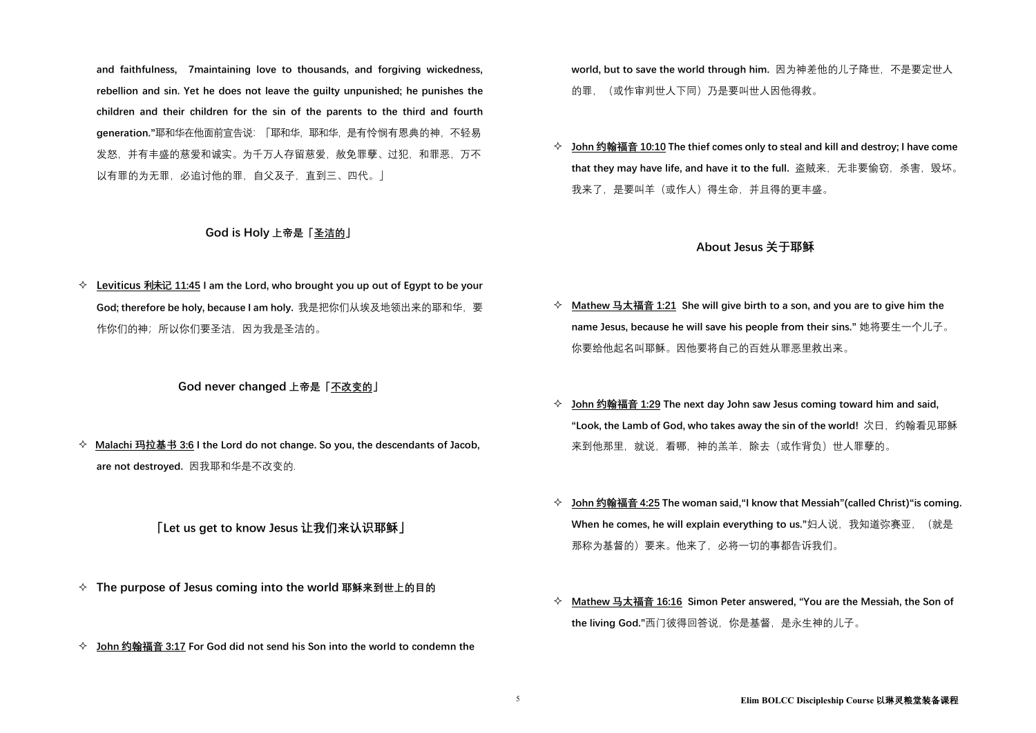**and faithfulness, 7maintaining love to thousands, and forgiving wickedness, rebellion and sin. Yet he does not leave the guilty unpunished; he punishes the children and their children for the sin of the parents to the third and fourth generation."**耶和华在他面前宣告说：「耶和华，耶和华，是有怜悯有恩典的神，不轻易发怒，并有丰盛的慈爱和诚实。为千万人存留慈爱，赦免罪孽、过犯，和罪恶，万不以有罪的为无罪，必追讨他的罪，自父及子，直到三、四代。」

### God is Holy 上帝是「圣洁的」

✧ **Leviticus 利未记 11:45 I am the Lord, who brought you up out of Egypt to be your God; therefore be holy, because I am holy.** 我是把你们从埃及地领出来的耶和华，要作你们的神；所以你们要圣洁，因为我是圣洁的。

### God never changed 上帝是「不改变的」

✧ **Malachi 玛拉基书 3:6 I the Lord do not change. So you, the descendants of Jacob, are not destroyed.** 因我耶和华是不改变的.

## 「Let us get to know Jesus 让我们来认识耶稣」

✧ **The purpose of Jesus coming into the world 耶稣来到世上的目的**

✧ **John 约翰福音 3:17 For God did not send his Son into the world to condemn the world, but to save the world through him.** 因为神差他的儿子降世，不是要定世人的罪，（或作审判世人下同）乃是要叫世人因他得救。

✧ **John 约翰福音 10:10 The thief comes only to steal and kill and destroy; I have come that they may have life, and have it to the full.** 盗贼来，无非要偷窃，杀害，毁坏。我来了，是要叫羊（或作人）得生命，并且得的更丰盛。

### About Jesus 关于耶稣

✧ **Mathew 马太福音 1:21 She will give birth to a son, and you are to give him the name Jesus, because he will save his people from their sins."** 她将要生一个儿子。你要给他起名叫耶稣。因他要将自己的百姓从罪恶里救出来。

✧ **John 约翰福音 1:29 The next day John saw Jesus coming toward him and said, "Look, the Lamb of God, who takes away the sin of the world!** 次日，约翰看见耶稣来到他那里，就说，看哪，神的羔羊，除去（或作背负）世人罪孽的。

✧ **John 约翰福音 4:25 The woman said,"I know that Messiah"(called Christ)"is coming. When he comes, he will explain everything to us."**妇人说，我知道弥赛亚，（就是那称为基督的）要来。他来了，必将一切的事都告诉我们。

✧ **Mathew 马太福音 16:16 Simon Peter answered, "You are the Messiah, the Son of the living God."**西门彼得回答说，你是基督，是永生神的儿子。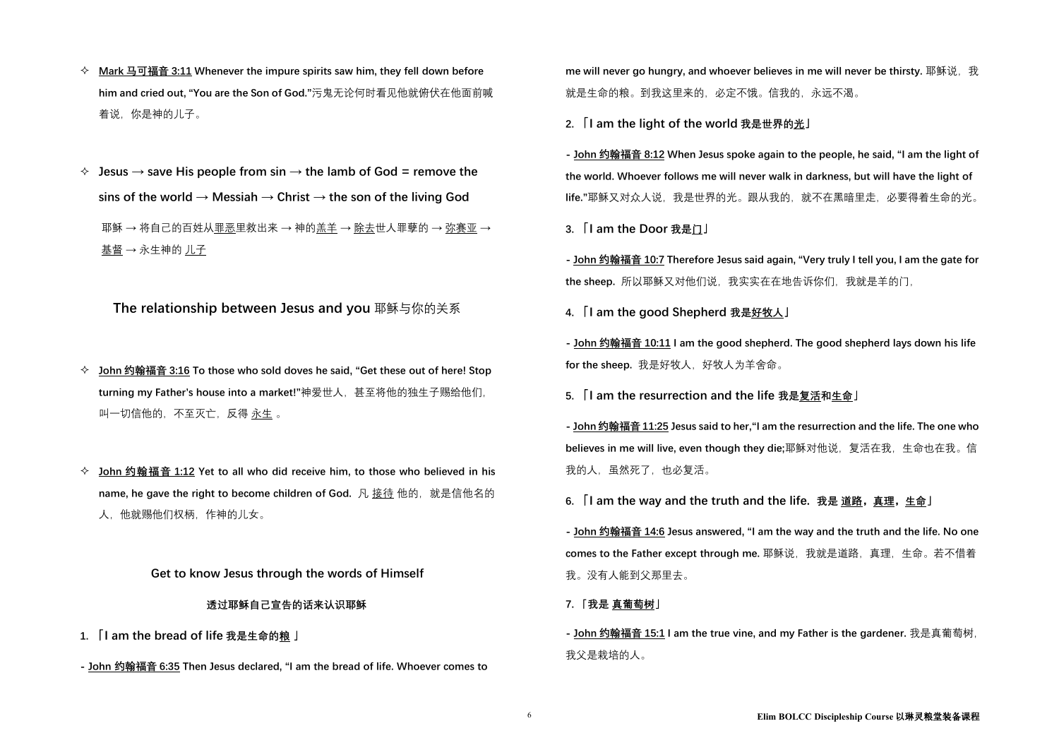- ✧ **<u>Mark 马可福音 3:11</u> Whenever the impure spirits saw him, they fell down before him and cried out, "You are the Son of God."**污鬼无论何时看见他就俯伏在他面前喊着说，你是神的儿子。

- ✧ **Jesus → save His people from sin → the lamb of God = remove the sins of the world → Messiah → Christ → the son of the living God**

  耶稣 → 将自己的百姓从<u>罪恶</u>里救出来 → 神的<u>羔羊</u> → <u>除去</u>世人罪孽的 → <u>弥赛亚</u> → <u>基督</u> → 永生神的 <u>儿子</u>

## The relationship between Jesus and you 耶稣与你的关系

- ✧ **<u>John 约翰福音 3:16</u> To those who sold doves he said, "Get these out of here! Stop turning my Father's house into a market!"**神爱世人，甚至将他的独生子赐给他们，叫一切信他的，不至灭亡，反得 <u>永生</u> 。

- ✧ **<u>John 约翰福音 1:12</u> Yet to all who did receive him, to those who believed in his name, he gave the right to become children of God.** 凡 <u>接待</u> 他的，就是信他名的人，他就赐他们权柄，作神的儿女。

### Get to know Jesus through the words of Himself

#### 透过耶稣自己宣告的话来认识耶稣

**1. 「I am the bread of life 我是生命的<u>粮</u> 」**

**- <u>John 约翰福音 6:35</u> Then Jesus declared, "I am the bread of life. Whoever comes to me will never go hungry, and whoever believes in me will never be thirsty.** 耶稣说，我就是生命的粮。到我这里来的，必定不饿。信我的，永远不渴。

**2. 「I am the light of the world 我是世界的<u>光</u>」**

**- <u>John 约翰福音 8:12</u> When Jesus spoke again to the people, he said, "I am the light of the world. Whoever follows me will never walk in darkness, but will have the light of life."**耶稣又对众人说，我是世界的光。跟从我的，就不在黑暗里走，必要得着生命的光。

**3. 「I am the Door 我是<u>门</u>」**

**- <u>John 约翰福音 10:7</u> Therefore Jesus said again, "Very truly I tell you, I am the gate for the sheep.** 所以耶稣又对他们说，我实实在在地告诉你们，我就是羊的门，

**4. 「I am the good Shepherd 我是<u>好牧人</u>」**

**- <u>John 约翰福音 10:11</u> I am the good shepherd. The good shepherd lays down his life for the sheep.** 我是好牧人，好牧人为羊舍命。

**5. 「I am the resurrection and the life 我是<u>复活</u>和<u>生命</u>」**

**- <u>John 约翰福音 11:25</u> Jesus said to her,"I am the resurrection and the life. The one who believes in me will live, even though they die;**耶稣对他说，复活在我，生命也在我。信我的人，虽然死了，也必复活。

**6. 「I am the way and the truth and the life. 我是 <u>道路</u>，<u>真理</u>，<u>生命</u>」**

**- <u>John 约翰福音 14:6</u> Jesus answered, "I am the way and the truth and the life. No one comes to the Father except through me.** 耶稣说，我就是道路，真理，生命。若不借着我。没有人能到父那里去。

**7. 「我是 <u>真葡萄树</u>」**

**- <u>John 约翰福音 15:1</u> I am the true vine, and my Father is the gardener.** 我是真葡萄树，我父是栽培的人。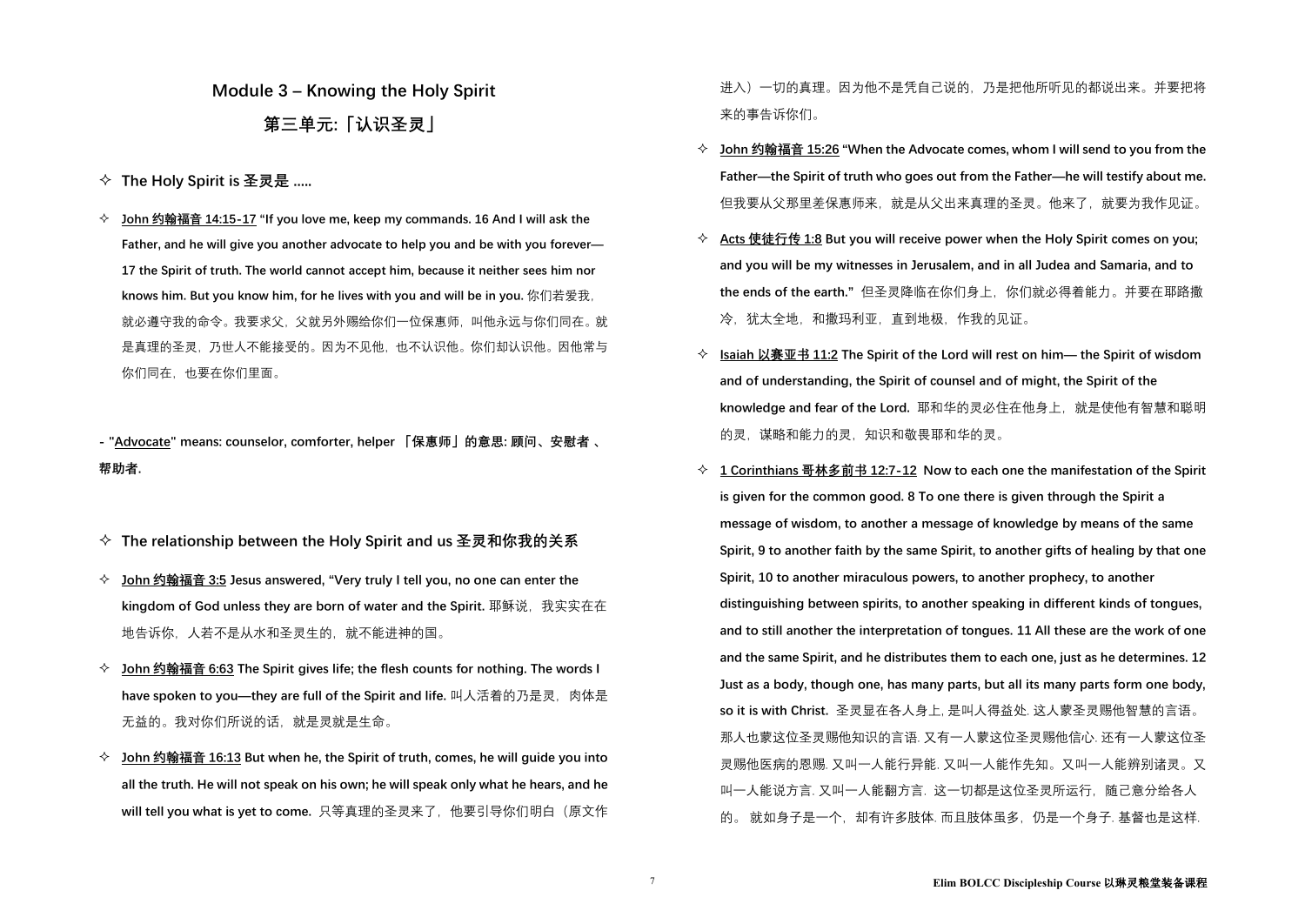# Module 3 – Knowing the Holy Spirit

# 第三单元:「认识圣灵」

✧ **The Holy Spirit is 圣灵是 .....**

✧ **<u>John 约翰福音 14:15-17</u> "If you love me, keep my commands. 16 And I will ask the Father, and he will give you another advocate to help you and be with you forever— 17 the Spirit of truth. The world cannot accept him, because it neither sees him nor knows him. But you know him, for he lives with you and will be in you.** 你们若爱我,就必遵守我的命令。我要求父,父就另外赐给你们一位保惠师,叫他永远与你们同在。就是真理的圣灵,乃世人不能接受的。因为不见他,也不认识他。你们却认识他。因他常与你们同在,也要在你们里面。

**- "<u>Advocate</u>" means: counselor, comforter, helper 「保惠师」的意思: 顾问、安慰者 、帮助者.**

✧ **The relationship between the Holy Spirit and us 圣灵和你我的关系**

✧ **<u>John 约翰福音 3:5</u> Jesus answered, "Very truly I tell you, no one can enter the kingdom of God unless they are born of water and the Spirit.** 耶稣说,我实实在在地告诉你,人若不是从水和圣灵生的,就不能进神的国。

✧ **<u>John 约翰福音 6:63</u> The Spirit gives life; the flesh counts for nothing. The words I have spoken to you—they are full of the Spirit and life.** 叫人活着的乃是灵,肉体是无益的。我对你们所说的话,就是灵就是生命。

✧ **<u>John 约翰福音 16:13</u> But when he, the Spirit of truth, comes, he will guide you into all the truth. He will not speak on his own; he will speak only what he hears, and he will tell you what is yet to come.** 只等真理的圣灵来了,他要引导你们明白(原文作进入)一切的真理。因为他不是凭自己说的,乃是把他所听见的都说出来。并要把将来的事告诉你们。

✧ **<u>John 约翰福音 15:26</u> "When the Advocate comes, whom I will send to you from the Father—the Spirit of truth who goes out from the Father—he will testify about me.** 但我要从父那里差保惠师来,就是从父出来真理的圣灵。他来了,就要为我作见证。

✧ **<u>Acts 使徒行传 1:8</u> But you will receive power when the Holy Spirit comes on you; and you will be my witnesses in Jerusalem, and in all Judea and Samaria, and to the ends of the earth."** 但圣灵降临在你们身上,你们就必得着能力。并要在耶路撒冷,犹太全地,和撒玛利亚,直到地极,作我的见证。

✧ **<u>Isaiah 以赛亚书 11:2</u> The Spirit of the Lord will rest on him— the Spirit of wisdom and of understanding, the Spirit of counsel and of might, the Spirit of the knowledge and fear of the Lord.** 耶和华的灵必住在他身上,就是使他有智慧和聪明的灵,谋略和能力的灵,知识和敬畏耶和华的灵。

✧ **<u>1 Corinthians 哥林多前书 12:7-12</u> Now to each one the manifestation of the Spirit is given for the common good. 8 To one there is given through the Spirit a message of wisdom, to another a message of knowledge by means of the same Spirit, 9 to another faith by the same Spirit, to another gifts of healing by that one Spirit, 10 to another miraculous powers, to another prophecy, to another distinguishing between spirits, to another speaking in different kinds of tongues, and to still another the interpretation of tongues. 11 All these are the work of one and the same Spirit, and he distributes them to each one, just as he determines. 12 Just as a body, though one, has many parts, but all its many parts form one body, so it is with Christ.** 圣灵显在各人身上, 是叫人得益处. 这人蒙圣灵赐他智慧的言语。那人也蒙这位圣灵赐他知识的言语. 又有一人蒙这位圣灵赐他信心. 还有一人蒙这位圣灵赐他医病的恩赐. 又叫一人能行异能. 又叫一人能作先知。又叫一人能辨别诸灵。又叫一人能说方言. 又叫一人能翻方言. 这一切都是这位圣灵所运行,随己意分给各人的。 就如身子是一个,却有许多肢体. 而且肢体虽多,仍是一个身子. 基督也是这样.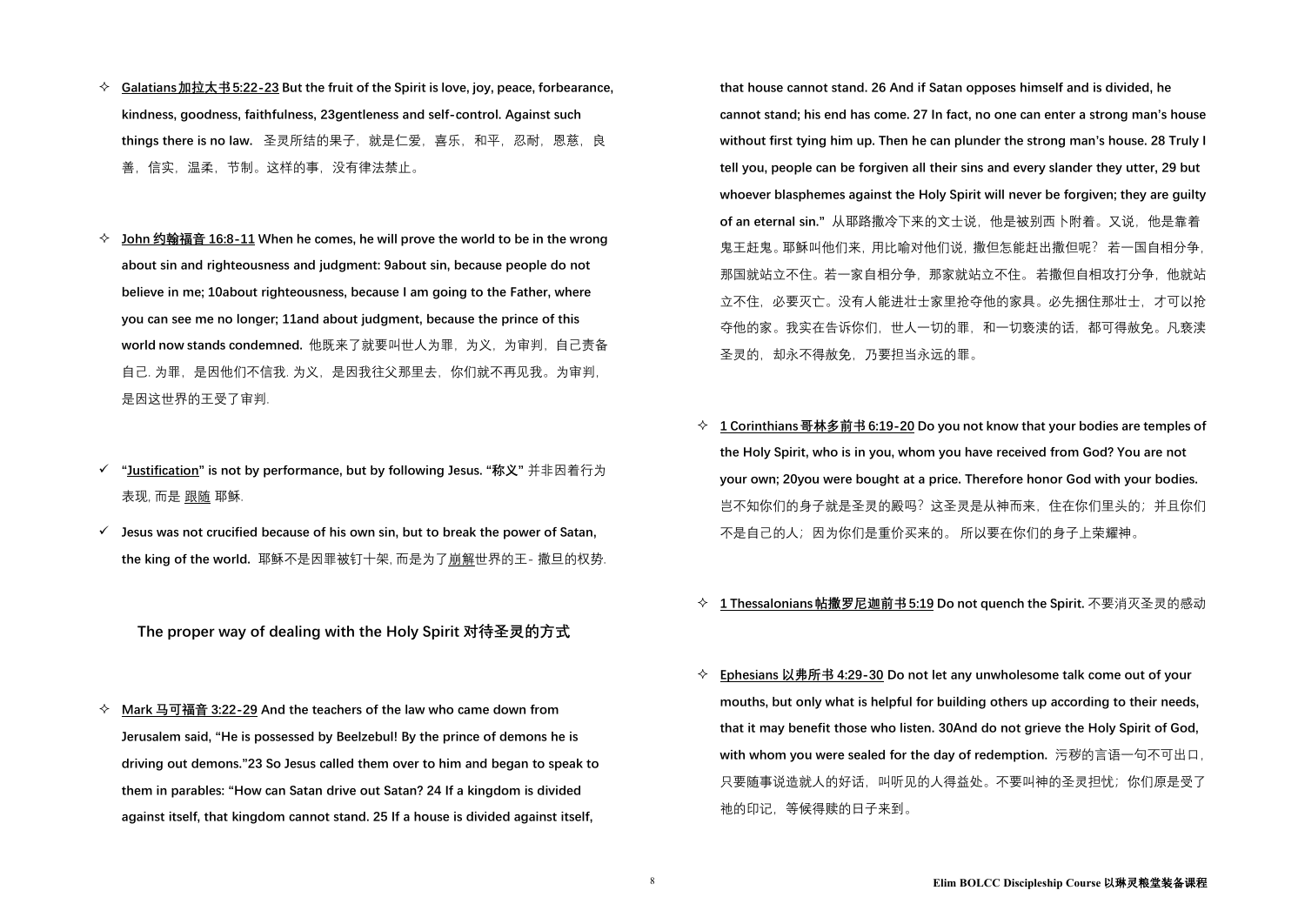- ✧ <u>Galatians加拉太书5:22-23</u> **But the fruit of the Spirit is love, joy, peace, forbearance, kindness, goodness, faithfulness, 23gentleness and self-control. Against such things there is no law.** 圣灵所结的果子，就是仁爱，喜乐，和平，忍耐，恩慈，良善，信实，温柔，节制。这样的事，没有律法禁止。

- ✧ <u>John 约翰福音 16:8-11</u> **When he comes, he will prove the world to be in the wrong about sin and righteousness and judgment: 9about sin, because people do not believe in me; 10about righteousness, because I am going to the Father, where you can see me no longer; 11and about judgment, because the prince of this world now stands condemned.** 他既来了就要叫世人为罪，为义，为审判，自己责备自己. 为罪，是因他们不信我. 为义，是因我往父那里去，你们就不再见我。为审判，是因这世界的王受了审判.

- ✓ **"<u>Justification</u>" is not by performance, but by following Jesus. "称义"** 并非因着行为表现, 而是 <u>跟随</u> 耶稣.
- ✓ **Jesus was not crucified because of his own sin, but to break the power of Satan, the king of the world.** 耶稣不是因罪被钉十架, 而是为了<u>崩解</u>世界的王- 撒旦的权势.

## The proper way of dealing with the Holy Spirit 对待圣灵的方式

- ✧ <u>Mark 马可福音 3:22-29</u> **And the teachers of the law who came down from Jerusalem said, "He is possessed by Beelzebul! By the prince of demons he is driving out demons."23 So Jesus called them over to him and began to speak to them in parables: "How can Satan drive out Satan? 24 If a kingdom is divided against itself, that kingdom cannot stand. 25 If a house is divided against itself, that house cannot stand. 26 And if Satan opposes himself and is divided, he cannot stand; his end has come. 27 In fact, no one can enter a strong man's house without first tying him up. Then he can plunder the strong man's house. 28 Truly I tell you, people can be forgiven all their sins and every slander they utter, 29 but whoever blasphemes against the Holy Spirit will never be forgiven; they are guilty of an eternal sin."** 从耶路撒冷下来的文士说，他是被别西卜附着。又说，他是靠着鬼王赶鬼。耶稣叫他们来，用比喻对他们说，撒但怎能赶出撒但呢？ 若一国自相分争，那国就站立不住。若一家自相分争，那家就站立不住。 若撒但自相攻打分争，他就站立不住，必要灭亡。没有人能进壮士家里抢夺他的家具。必先捆住那壮士，才可以抢夺他的家。我实在告诉你们，世人一切的罪，和一切亵渎的话，都可得赦免。凡亵渎圣灵的，却永不得赦免，乃要担当永远的罪。

- ✧ <u>1 Corinthians哥林多前书6:19-20</u> **Do you not know that your bodies are temples of the Holy Spirit, who is in you, whom you have received from God? You are not your own; 20you were bought at a price. Therefore honor God with your bodies.** 岂不知你们的身子就是圣灵的殿吗？这圣灵是从神而来，住在你们里头的；并且你们不是自己的人；因为你们是重价买来的。 所以要在你们的身子上荣耀神。

- ✧ <u>1 Thessalonians帖撒罗尼迦前书5:19</u> **Do not quench the Spirit.** 不要消灭圣灵的感动

- ✧ <u>Ephesians 以弗所书 4:29-30</u> **Do not let any unwholesome talk come out of your mouths, but only what is helpful for building others up according to their needs, that it may benefit those who listen. 30And do not grieve the Holy Spirit of God, with whom you were sealed for the day of redemption.** 污秽的言语一句不可出口，只要随事说造就人的好话，叫听见的人得益处。不要叫神的圣灵担忧；你们原是受了祂的印记，等候得赎的日子来到。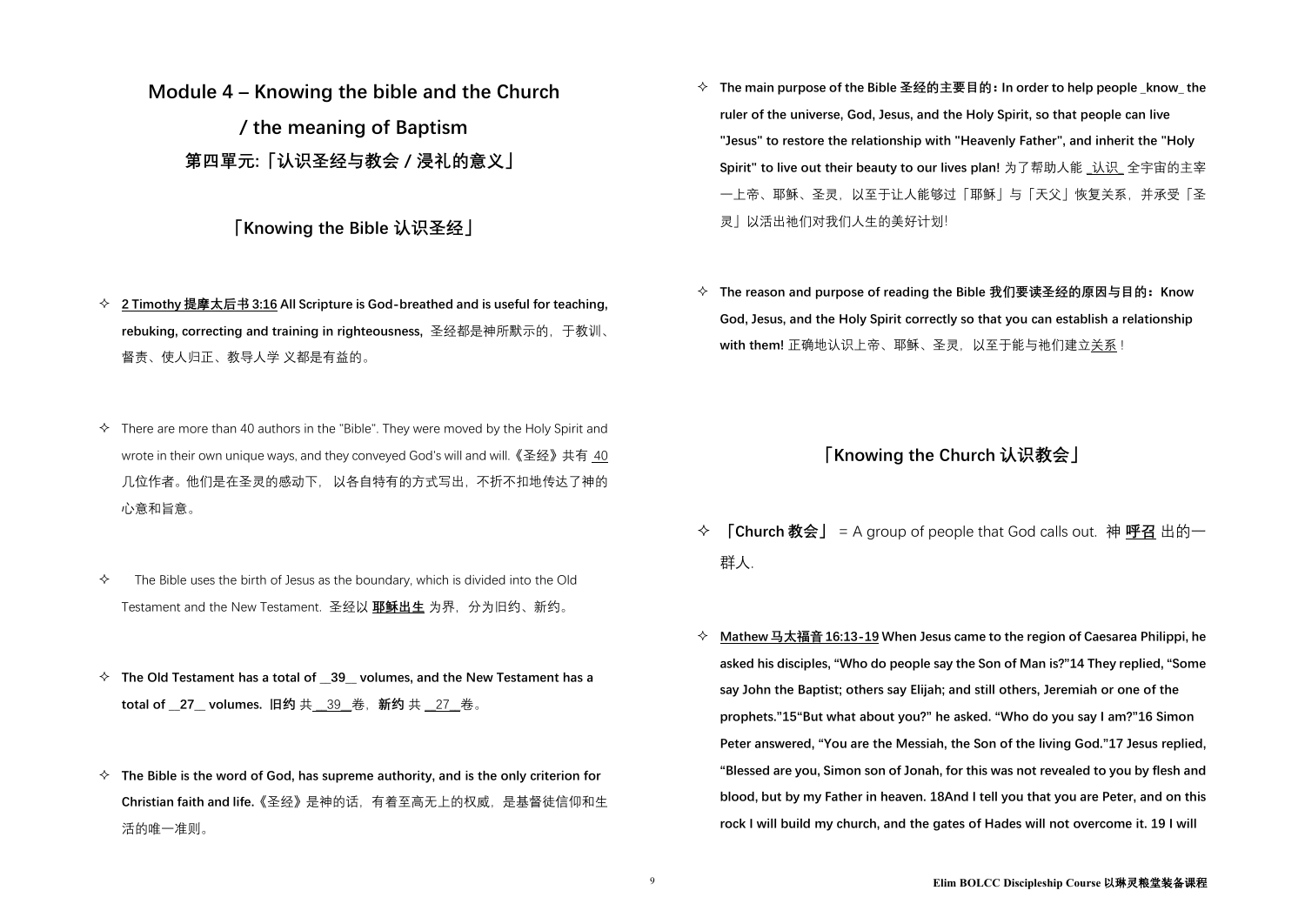# Module 4 – Knowing the bible and the Church / the meaning of Baptism

# 第四單元:「认识圣经与教会 / 浸礼的意义」

## 「Knowing the Bible 认识圣经」

✧ **2 Timothy 提摩太后书 3:16 All Scripture is God-breathed and is useful for teaching, rebuking, correcting and training in righteousness,** 圣经都是神所默示的，于教训、督责、使人归正、教导人学 义都是有益的。

✧ There are more than 40 authors in the "Bible". They were moved by the Holy Spirit and wrote in their own unique ways, and they conveyed God's will and will.《圣经》共有 40 几位作者。他们是在圣灵的感动下， 以各自特有的方式写出，不折不扣地传达了神的心意和旨意。

✧ The Bible uses the birth of Jesus as the boundary, which is divided into the Old Testament and the New Testament. 圣经以 **耶稣出生** 为界，分为旧约、新约。

✧ **The Old Testament has a total of __39__ volumes, and the New Testament has a total of __27__ volumes. 旧约** 共__39__卷，**新约** 共 __27__卷。

✧ **The Bible is the word of God, has supreme authority, and is the only criterion for Christian faith and life.**《圣经》是神的话，有着至高无上的权威，是基督徒信仰和生活的唯一准则。

✧ **The main purpose of the Bible 圣经的主要目的：In order to help people _know_ the ruler of the universe, God, Jesus, and the Holy Spirit, so that people can live "Jesus" to restore the relationship with "Heavenly Father", and inherit the "Holy Spirit" to live out their beauty to our lives plan!** 为了帮助人能 _认识_ 全宇宙的主宰—上帝、耶稣、圣灵，以至于让人能够过「耶稣」与「天父」恢复关系，并承受「圣灵」以活出祂们对我们人生的美好计划!

✧ **The reason and purpose of reading the Bible 我们要读圣经的原因与目的：Know God, Jesus, and the Holy Spirit correctly so that you can establish a relationship with them!** 正确地认识上帝、耶稣、圣灵，以至于能与祂们建立关系！

## 「Knowing the Church 认识教会」

✧ **「Church 教会」** = A group of people that God calls out. 神 **呼召** 出的一群人.

✧ **Mathew 马太福音 16:13-19 When Jesus came to the region of Caesarea Philippi, he asked his disciples, "Who do people say the Son of Man is?"14 They replied, "Some say John the Baptist; others say Elijah; and still others, Jeremiah or one of the prophets."15"But what about you?" he asked. "Who do you say I am?"16 Simon Peter answered, "You are the Messiah, the Son of the living God."17 Jesus replied, "Blessed are you, Simon son of Jonah, for this was not revealed to you by flesh and blood, but by my Father in heaven. 18And I tell you that you are Peter, and on this rock I will build my church, and the gates of Hades will not overcome it. 19 I will**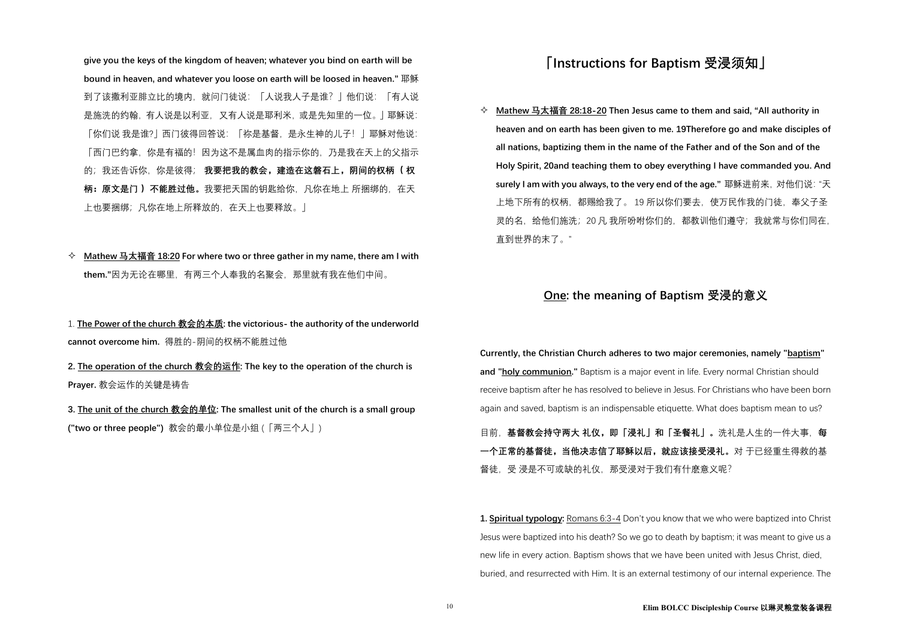**give you the keys of the kingdom of heaven; whatever you bind on earth will be bound in heaven, and whatever you loose on earth will be loosed in heaven."** 耶稣到了该撒利亚腓立比的境内，就问门徒说：「人说我人子是谁？」他们说：「有人说是施洗的约翰，有人说是以利亚，又有人说是耶利米，或是先知里的一位。」耶稣说：「你们说 我是谁?」西门彼得回答说：「祢是基督，是永生神的儿子！」耶稣对他说：「西门巴约拿，你是有福的！因为这不是属血肉的指示你的，乃是我在天上的父指示的；我还告诉你，你是彼得；**我要把我的教会，建造在这磐石上，阴间的权柄（权柄：原文是门）不能胜过他。**我要把天国的钥匙给你，凡你在地上 所捆绑的，在天上也要捆绑；凡你在地上所释放的，在天上也要释放。」

- **<u>Mathew 马太福音 18:20</u> For where two or three gather in my name, there am I with them."**因为无论在哪里，有两三个人奉我的名聚会，那里就有我在他们中间。

1. **<u>The Power of the church 教会的本质</u>: the victorious- the authority of the underworld cannot overcome him.** 得胜的-阴间的权柄不能胜过他

**2. <u>The operation of the church 教会的运作</u>: The key to the operation of the church is Prayer.** 教会运作的关键是祷告

**3. <u>The unit of the church 教会的单位</u>: The smallest unit of the church is a small group ("two or three people")** 教会的最小单位是小组（「两三个人」）

# 「Instructions for Baptism 受浸须知」

- **<u>Mathew 马太福音 28:18-20</u> Then Jesus came to them and said, "All authority in heaven and on earth has been given to me. 19Therefore go and make disciples of all nations, baptizing them in the name of the Father and of the Son and of the Holy Spirit, 20and teaching them to obey everything I have commanded you. And surely I am with you always, to the very end of the age."** 耶稣进前来，对他们说："天上地下所有的权柄，都赐给我了。 19 所以你们要去，使万民作我的门徒，奉父子圣灵的名，给他们施洗；20 凡 我所吩咐你们的，都教训他们遵守；我就常与你们同在，直到世界的末了。"

## <u>One</u>: the meaning of Baptism 受浸的意义

**Currently, the Christian Church adheres to two major ceremonies, namely "<u>baptism</u>" and "<u>holy communion</u>."** Baptism is a major event in life. Every normal Christian should receive baptism after he has resolved to believe in Jesus. For Christians who have been born again and saved, baptism is an indispensable etiquette. What does baptism mean to us?

目前，**基督教会持守两大 礼仪，即「浸礼」和「圣餐礼」。**洗礼是人生的一件大事，**每一个正常的基督徒，当他决志信了耶稣以后，就应该接受浸礼。**对 于已经重生得救的基督徒，受 浸是不可或缺的礼仪，那受浸对于我们有什麽意义呢?

**1. <u>Spiritual typology</u>:** <u>Romans 6:3-4</u> Don't you know that we who were baptized into Christ Jesus were baptized into his death? So we go to death by baptism; it was meant to give us a new life in every action. Baptism shows that we have been united with Jesus Christ, died, buried, and resurrected with Him. It is an external testimony of our internal experience. The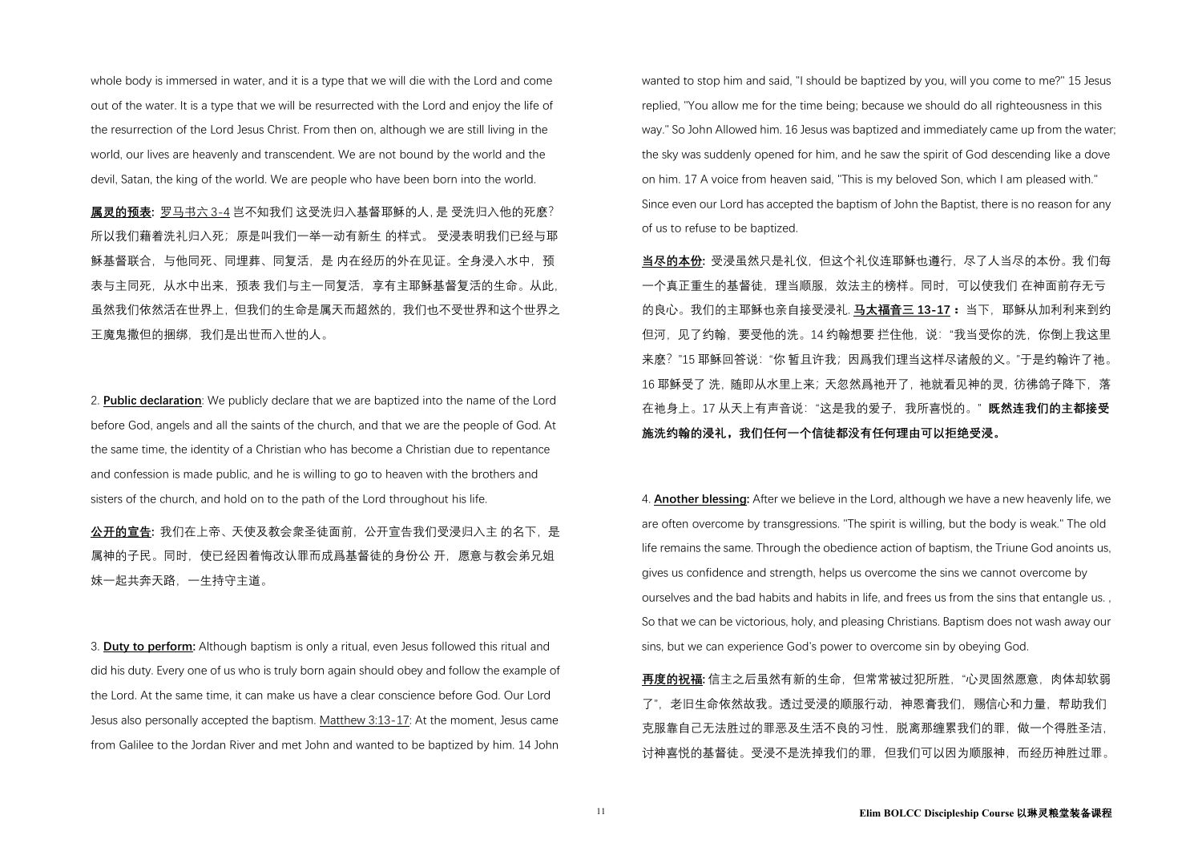whole body is immersed in water, and it is a type that we will die with the Lord and come out of the water. It is a type that we will be resurrected with the Lord and enjoy the life of the resurrection of the Lord Jesus Christ. From then on, although we are still living in the world, our lives are heavenly and transcendent. We are not bound by the world and the devil, Satan, the king of the world. We are people who have been born into the world.

**<u>属灵的预表</u>:** <u>罗马书六 3-4</u> 岂不知我们这受洗归入基督耶稣的人, 是受洗归入他的死麽? 所以我们藉着洗礼归入死；原是叫我们一举一动有新生的样式。受浸表明我们已经与耶稣基督联合，与他同死、同埋葬、同复活，是内在经历的外在见证。全身浸入水中，预表与主同死，从水中出来，预表我们与主一同复活，享有主耶稣基督复活的生命。从此，虽然我们依然活在世界上，但我们的生命是属天而超然的，我们也不受世界和这个世界之王魔鬼撒但的捆绑，我们是出世而入世的人。

2. **<u>Public declaration</u>**: We publicly declare that we are baptized into the name of the Lord before God, angels and all the saints of the church, and that we are the people of God. At the same time, the identity of a Christian who has become a Christian due to repentance and confession is made public, and he is willing to go to heaven with the brothers and sisters of the church, and hold on to the path of the Lord throughout his life.

**<u>公开的宣告</u>:** 我们在上帝、天使及教会衆圣徒面前，公开宣告我们受浸归入主的名下，是属神的子民。同时，使已经因着悔改认罪而成爲基督徒的身份公开，愿意与教会弟兄姐妹一起共奔天路，一生持守主道。

3. **<u>Duty to perform</u>:** Although baptism is only a ritual, even Jesus followed this ritual and did his duty. Every one of us who is truly born again should obey and follow the example of the Lord. At the same time, it can make us have a clear conscience before God. Our Lord Jesus also personally accepted the baptism. <u>Matthew 3:13-17</u>: At the moment, Jesus came from Galilee to the Jordan River and met John and wanted to be baptized by him. 14 John wanted to stop him and said, "I should be baptized by you, will you come to me?" 15 Jesus replied, "You allow me for the time being; because we should do all righteousness in this way." So John Allowed him. 16 Jesus was baptized and immediately came up from the water; the sky was suddenly opened for him, and he saw the spirit of God descending like a dove on him. 17 A voice from heaven said, "This is my beloved Son, which I am pleased with." Since even our Lord has accepted the baptism of John the Baptist, there is no reason for any of us to refuse to be baptized.

**<u>当尽的本份</u>:** 受浸虽然只是礼仪，但这个礼仪连耶稣也遵行，尽了人当尽的本份。我们每一个真正重生的基督徒，理当顺服，效法主的榜样。同时，可以使我们在神面前存无亏的良心。我们的主耶稣也亲自接受浸礼. **<u>马太福音三 13-17</u>：** 当下，耶稣从加利利来到约但河，见了约翰，要受他的洗。14 约翰想要拦住他，说："我当受你的洗，你倒上我这里来麽？"15 耶稣回答说："你暂且许我；因爲我们理当这样尽诸般的义。"于是约翰许了祂。16 耶稣受了洗，随即从水里上来；天忽然爲祂开了，祂就看见神的灵，彷彿鸽子降下，落在祂身上。17 从天上有声音说："这是我的爱子，我所喜悦的。" **既然连我们的主都接受施洗约翰的浸礼，我们任何一个信徒都没有任何理由可以拒绝受浸。**

4. **<u>Another blessing</u>:** After we believe in the Lord, although we have a new heavenly life, we are often overcome by transgressions. "The spirit is willing, but the body is weak." The old life remains the same. Through the obedience action of baptism, the Triune God anoints us, gives us confidence and strength, helps us overcome the sins we cannot overcome by ourselves and the bad habits and habits in life, and frees us from the sins that entangle us. , So that we can be victorious, holy, and pleasing Christians. Baptism does not wash away our sins, but we can experience God's power to overcome sin by obeying God.

**<u>再度的祝福</u>:** 信主之后虽然有新的生命，但常常被过犯所胜，"心灵固然愿意，肉体却软弱了"，老旧生命依然故我。透过受浸的顺服行动，神恩膏我们，赐信心和力量，帮助我们克服靠自己无法胜过的罪恶及生活不良的习性，脱离那缠累我们的罪，做一个得胜圣洁，讨神喜悦的基督徒。受浸不是洗掉我们的罪，但我们可以因为顺服神，而经历神胜过罪。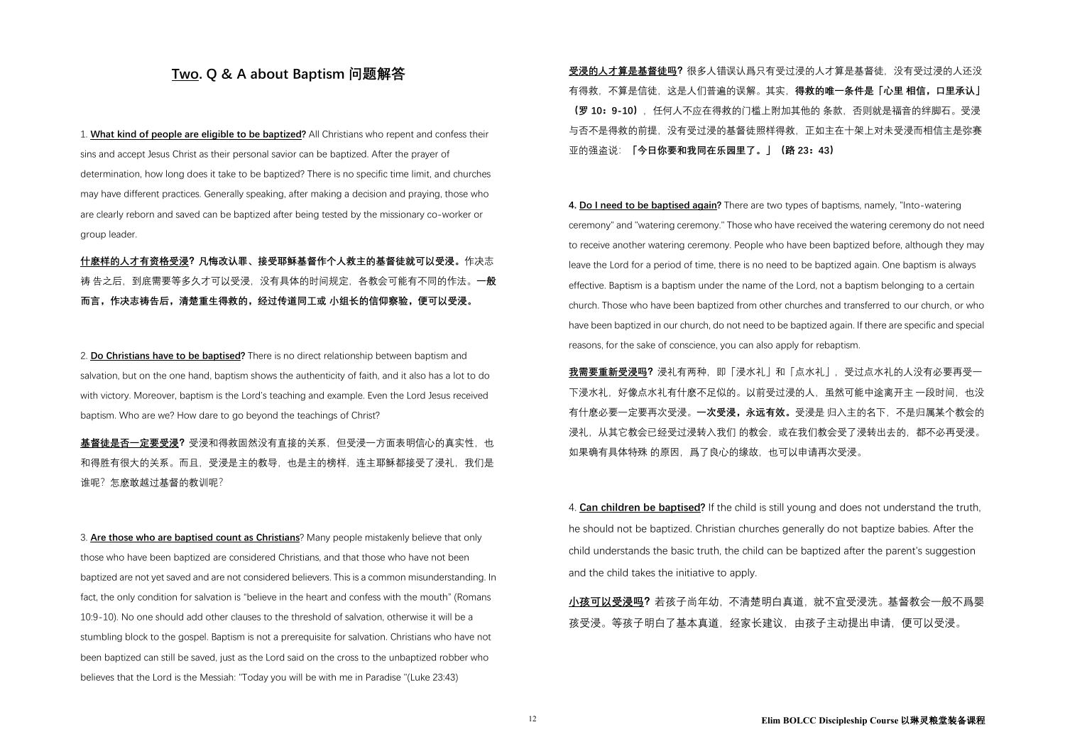## Two. Q & A about Baptism 问题解答

1. **What kind of people are eligible to be baptized?** All Christians who repent and confess their sins and accept Jesus Christ as their personal savior can be baptized. After the prayer of determination, how long does it take to be baptized? There is no specific time limit, and churches may have different practices. Generally speaking, after making a decision and praying, those who are clearly reborn and saved can be baptized after being tested by the missionary co-worker or group leader.

**什麽样的人才有资格受浸? 凡悔改认罪、接受耶稣基督作个人救主的基督徒就可以受浸。**作决志祷 告之后，到底需要等多久才可以受浸，没有具体的时间规定，各教会可能有不同的作法。**一般而言，作决志祷告后，清楚重生得救的，经过传道同工或 小组长的信仰察验，便可以受浸。**

2. **Do Christians have to be baptised?** There is no direct relationship between baptism and salvation, but on the one hand, baptism shows the authenticity of faith, and it also has a lot to do with victory. Moreover, baptism is the Lord's teaching and example. Even the Lord Jesus received baptism. Who are we? How dare to go beyond the teachings of Christ?

**基督徒是否一定要受浸?** 受浸和得救固然没有直接的关系，但受浸一方面表明信心的真实性，也和得胜有很大的关系。而且，受浸是主的教导，也是主的榜样，连主耶稣都接受了浸礼，我们是谁呢？怎麽敢越过基督的教训呢？

3. **Are those who are baptised count as Christians**? Many people mistakenly believe that only those who have been baptized are considered Christians, and that those who have not been baptized are not yet saved and are not considered believers. This is a common misunderstanding. In fact, the only condition for salvation is "believe in the heart and confess with the mouth" (Romans 10:9-10). No one should add other clauses to the threshold of salvation, otherwise it will be a stumbling block to the gospel. Baptism is not a prerequisite for salvation. Christians who have not been baptized can still be saved, just as the Lord said on the cross to the unbaptized robber who believes that the Lord is the Messiah: "Today you will be with me in Paradise "(Luke 23:43)

**受浸的人才算是基督徒吗?** 很多人错误认爲只有受过浸的人才算是基督徒，没有受过浸的人还没有得救，不算是信徒，这是人们普遍的误解。其实，**得救的唯一条件是「心里 相信，口里承认」（罗 10：9-10）**，任何人不应在得救的门槛上附加其他的 条款，否则就是福音的绊脚石。受浸与否不是得救的前提，没有受过浸的基督徒照样得救，正如主在十架上对未受浸而相信主是弥赛亚的强盗说：**「今日你要和我同在乐园里了。」（路 23：43）**

**4. Do I need to be baptised again?** There are two types of baptisms, namely, "Into-watering ceremony" and "watering ceremony." Those who have received the watering ceremony do not need to receive another watering ceremony. People who have been baptized before, although they may leave the Lord for a period of time, there is no need to be baptized again. One baptism is always effective. Baptism is a baptism under the name of the Lord, not a baptism belonging to a certain church. Those who have been baptized from other churches and transferred to our church, or who have been baptized in our church, do not need to be baptized again. If there are specific and special reasons, for the sake of conscience, you can also apply for rebaptism.

**我需要重新受浸吗?** 浸礼有两种，即「浸水礼」和「点水礼」，受过点水礼的人没有必要再受一下浸水礼，好像点水礼有什麽不足似的。以前受过浸的人，虽然可能中途离开主 一段时间，也没有什麽必要一定要再次受浸。**一次受浸，永远有效。**受浸是 归入主的名下，不是归属某个教会的浸礼，从其它教会已经受过浸转入我们 的教会，或在我们教会受了浸转出去的，都不必再受浸。如果确有具体特殊 的原因，爲了良心的缘故，也可以申请再次受浸。

4. **Can children be baptised?** If the child is still young and does not understand the truth, he should not be baptized. Christian churches generally do not baptize babies. After the child understands the basic truth, the child can be baptized after the parent's suggestion and the child takes the initiative to apply.

**小孩可以受浸吗?** 若孩子尚年幼，不清楚明白真道，就不宜受浸洗。基督教会一般不爲婴孩受浸。等孩子明白了基本真道，经家长建议，由孩子主动提出申请，便可以受浸。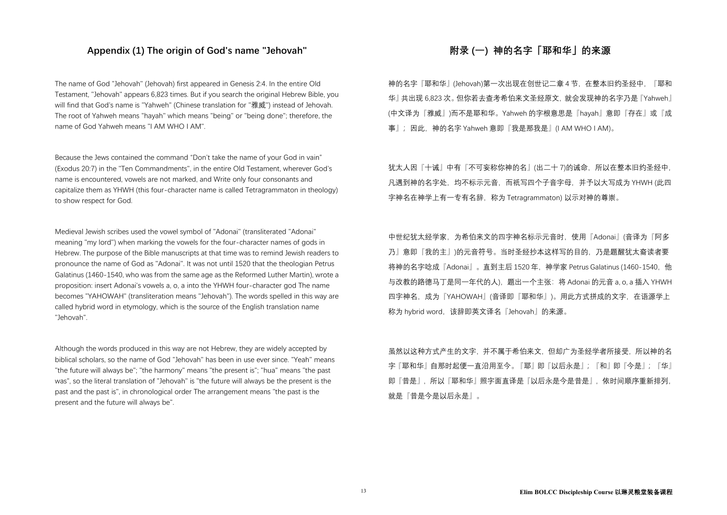## Appendix (1) The origin of God's name "Jehovah"

The name of God "Jehovah" (Jehovah) first appeared in Genesis 2:4. In the entire Old Testament, "Jehovah" appears 6,823 times. But if you search the original Hebrew Bible, you will find that God's name is "Yahweh" (Chinese translation for "雅威") instead of Jehovah. The root of Yahweh means "hayah" which means "being" or "being done"; therefore, the name of God Yahweh means "I AM WHO I AM".

Because the Jews contained the command "Don't take the name of your God in vain" (Exodus 20:7) in the "Ten Commandments", in the entire Old Testament, wherever God's name is encountered, vowels are not marked, and Write only four consonants and capitalize them as YHWH (this four-character name is called Tetragrammaton in theology) to show respect for God.

Medieval Jewish scribes used the vowel symbol of "Adonai" (transliterated "Adonai" meaning "my lord") when marking the vowels for the four-character names of gods in Hebrew. The purpose of the Bible manuscripts at that time was to remind Jewish readers to pronounce the name of God as "Adonai". It was not until 1520 that the theologian Petrus Galatinus (1460-1540, who was from the same age as the Reformed Luther Martin), wrote a proposition: insert Adonai's vowels a, o, a into the YHWH four-character god The name becomes "YAHOWAH" (transliteration means "Jehovah"). The words spelled in this way are called hybrid word in etymology, which is the source of the English translation name "Jehovah".

Although the words produced in this way are not Hebrew, they are widely accepted by biblical scholars, so the name of God "Jehovah" has been in use ever since. "Yeah" means "the future will always be"; "the harmony" means "the present is"; "hua" means "the past was", so the literal translation of "Jehovah" is "the future will always be the present is the past and the past is", in chronological order The arrangement means "the past is the present and the future will always be".

## 附录 (一) 神的名字「耶和华」的来源

神的名字『耶和华』(Jehovah)第一次出现在创世记二章 4 节，在整本旧约圣经中，『耶和华』共出现 6,823 次。但你若去查考希伯来文圣经原文，就会发现神的名字乃是『Yahweh』(中文译为『雅威』)而不是耶和华。Yahweh 的字根意思是『hayah』意即『存在』或『成事』；因此，神的名字 Yahweh 意即『我是那我是』(I AM WHO I AM)。

犹太人因『十诫』中有『不可妄称你神的名』(出二十 7)的诫命，所以在整本旧约圣经中，凡遇到神的名字处，均不标示元音，而祇写四个子音字母，并予以大写成为 YHWH (此四字神名在神学上有一专有名辞，称为 Tetragrammaton) 以示对神的尊崇。

中世纪犹太经学家，为希伯来文的四字神名标示元音时，使用『Adonai』(音译为『阿多乃』意即『我的主』)的元音符号。当时圣经抄本这样写的目的，乃是题醒犹太裔读者要将神的名字唸成『Adonai』。直到主后 1520 年，神学家 Petrus Galatinus (1460-1540，他与改教的路德马丁是同一年代的人)，题出一个主张：将 Adonai 的元音 a, o, a 插入 YHWH 四字神名，成为『YAHOWAH』(音译即『耶和华』)。用此方式拼成的文字，在语源学上称为 hybrid word，该辞即英文译名『Jehovah』的来源。

虽然以这种方式产生的文字，并不属于希伯来文，但却广为圣经学者所接受，所以神的名字『耶和华』自那时起便一直沿用至今。『耶』即『以后永是』；『和』即『今是』；『华』即『昔是』，所以『耶和华』照字面直译是『以后永是今是昔是』，依时间顺序重新排列，就是『昔是今是以后永是』。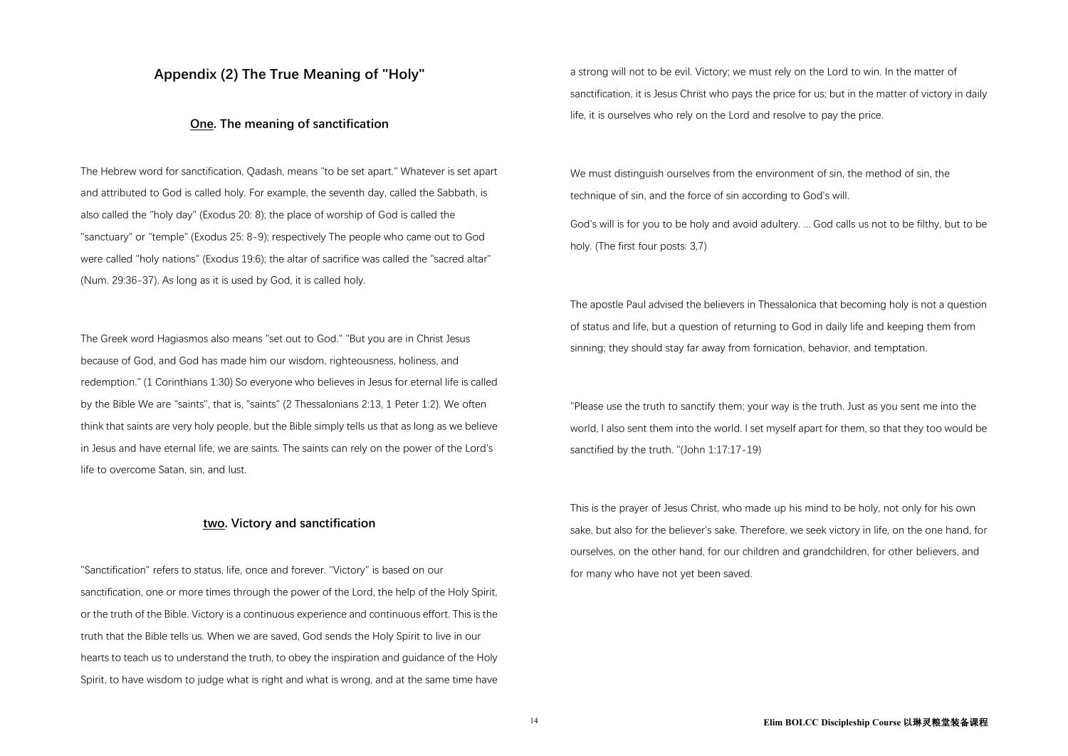## Appendix (2) The True Meaning of "Holy"

### One. The meaning of sanctification

The Hebrew word for sanctification, Qadash, means "to be set apart." Whatever is set apart and attributed to God is called holy. For example, the seventh day, called the Sabbath, is also called the "holy day" (Exodus 20: 8); the place of worship of God is called the "sanctuary" or "temple" (Exodus 25: 8-9); respectively The people who came out to God were called "holy nations" (Exodus 19:6); the altar of sacrifice was called the "sacred altar" (Num. 29:36-37). As long as it is used by God, it is called holy.

The Greek word Hagiasmos also means "set out to God." "But you are in Christ Jesus because of God, and God has made him our wisdom, righteousness, holiness, and redemption." (1 Corinthians 1:30) So everyone who believes in Jesus for eternal life is called by the Bible We are "saints", that is, "saints" (2 Thessalonians 2:13, 1 Peter 1:2). We often think that saints are very holy people, but the Bible simply tells us that as long as we believe in Jesus and have eternal life, we are saints. The saints can rely on the power of the Lord's life to overcome Satan, sin, and lust.

### two. Victory and sanctification

"Sanctification" refers to status, life, once and forever. "Victory" is based on our sanctification, one or more times through the power of the Lord, the help of the Holy Spirit, or the truth of the Bible. Victory is a continuous experience and continuous effort. This is the truth that the Bible tells us. When we are saved, God sends the Holy Spirit to live in our hearts to teach us to understand the truth, to obey the inspiration and guidance of the Holy Spirit, to have wisdom to judge what is right and what is wrong, and at the same time have a strong will not to be evil. Victory; we must rely on the Lord to win. In the matter of sanctification, it is Jesus Christ who pays the price for us; but in the matter of victory in daily life, it is ourselves who rely on the Lord and resolve to pay the price.

We must distinguish ourselves from the environment of sin, the method of sin, the technique of sin, and the force of sin according to God's will.

God's will is for you to be holy and avoid adultery. ... God calls us not to be filthy, but to be holy. (The first four posts: 3,7)

The apostle Paul advised the believers in Thessalonica that becoming holy is not a question of status and life, but a question of returning to God in daily life and keeping them from sinning; they should stay far away from fornication, behavior, and temptation.

"Please use the truth to sanctify them; your way is the truth. Just as you sent me into the world, I also sent them into the world. I set myself apart for them, so that they too would be sanctified by the truth. "(John 1:17:17-19)

This is the prayer of Jesus Christ, who made up his mind to be holy, not only for his own sake, but also for the believer's sake. Therefore, we seek victory in life, on the one hand, for ourselves, on the other hand, for our children and grandchildren, for other believers, and for many who have not yet been saved.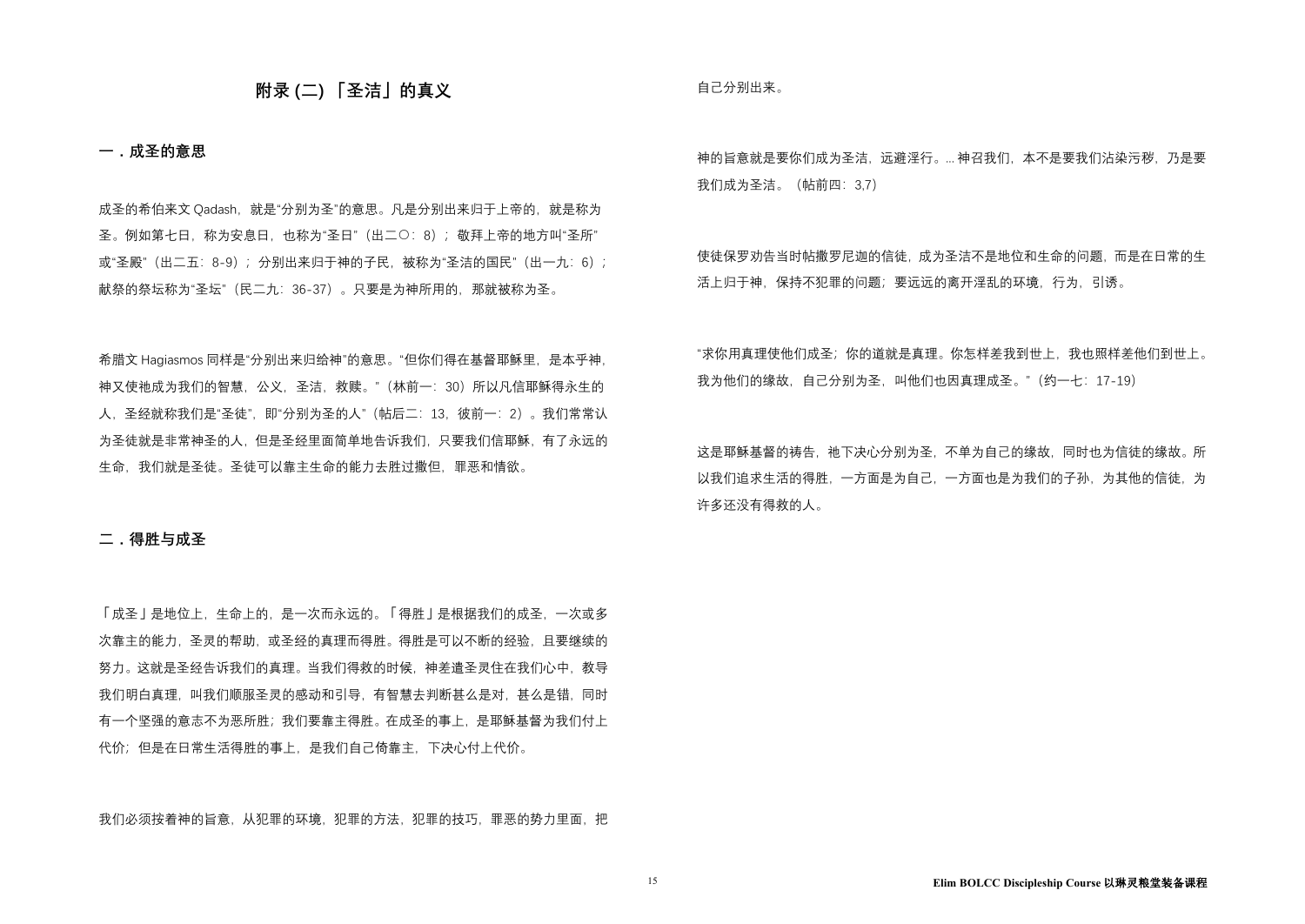# 附录 (二) 「圣洁」的真义

## 一．成圣的意思

成圣的希伯来文 Qadash，就是“分别为圣”的意思。凡是分别出来归于上帝的，就是称为圣。例如第七日，称为安息日，也称为“圣日”（出二〇：8）；敬拜上帝的地方叫“圣所”或“圣殿”（出二五：8-9）；分别出来归于神的子民，被称为“圣洁的国民”（出一九：6）；献祭的祭坛称为“圣坛”（民二九：36-37）。只要是为神所用的，那就被称为圣。

希腊文 Hagiasmos 同样是“分别出来归给神”的意思。“但你们得在基督耶稣里，是本乎神，神又使祂成为我们的智慧，公义，圣洁，救赎。”（林前一：30）所以凡信耶稣得永生的人，圣经就称我们是“圣徒”，即“分别为圣的人”（帖后二：13，彼前一：2）。我们常常认为圣徒就是非常神圣的人，但是圣经里面简单地告诉我们，只要我们信耶稣，有了永远的生命，我们就是圣徒。圣徒可以靠主生命的能力去胜过撒但，罪恶和情欲。

## 二．得胜与成圣

「成圣」是地位上，生命上的，是一次而永远的。「得胜」是根据我们的成圣，一次或多次靠主的能力，圣灵的帮助，或圣经的真理而得胜。得胜是可以不断的经验，且要继续的努力。这就是圣经告诉我们的真理。当我们得救的时候，神差遣圣灵住在我们心中，教导我们明白真理，叫我们顺服圣灵的感动和引导，有智慧去判断甚么是对，甚么是错，同时有一个坚强的意志不为恶所胜；我们要靠主得胜。在成圣的事上，是耶稣基督为我们付上代价；但是在日常生活得胜的事上，是我们自己倚靠主，下决心付上代价。

我们必须按着神的旨意，从犯罪的环境，犯罪的方法，犯罪的技巧，罪恶的势力里面，把自己分别出来。

神的旨意就是要你们成为圣洁，远避淫行。... 神召我们，本不是要我们沾染污秽，乃是要我们成为圣洁。（帖前四：3,7）

使徒保罗劝告当时帖撒罗尼迦的信徒，成为圣洁不是地位和生命的问题，而是在日常的生活上归于神，保持不犯罪的问题；要远远的离开淫乱的环境，行为，引诱。

“求你用真理使他们成圣；你的道就是真理。你怎样差我到世上，我也照样差他们到世上。我为他们的缘故，自己分别为圣，叫他们也因真理成圣。”（约一七：17-19）

这是耶稣基督的祷告，祂下决心分别为圣，不单为自己的缘故，同时也为信徒的缘故。所以我们追求生活的得胜，一方面是为自己，一方面也是为我们的子孙，为其他的信徒，为许多还没有得救的人。